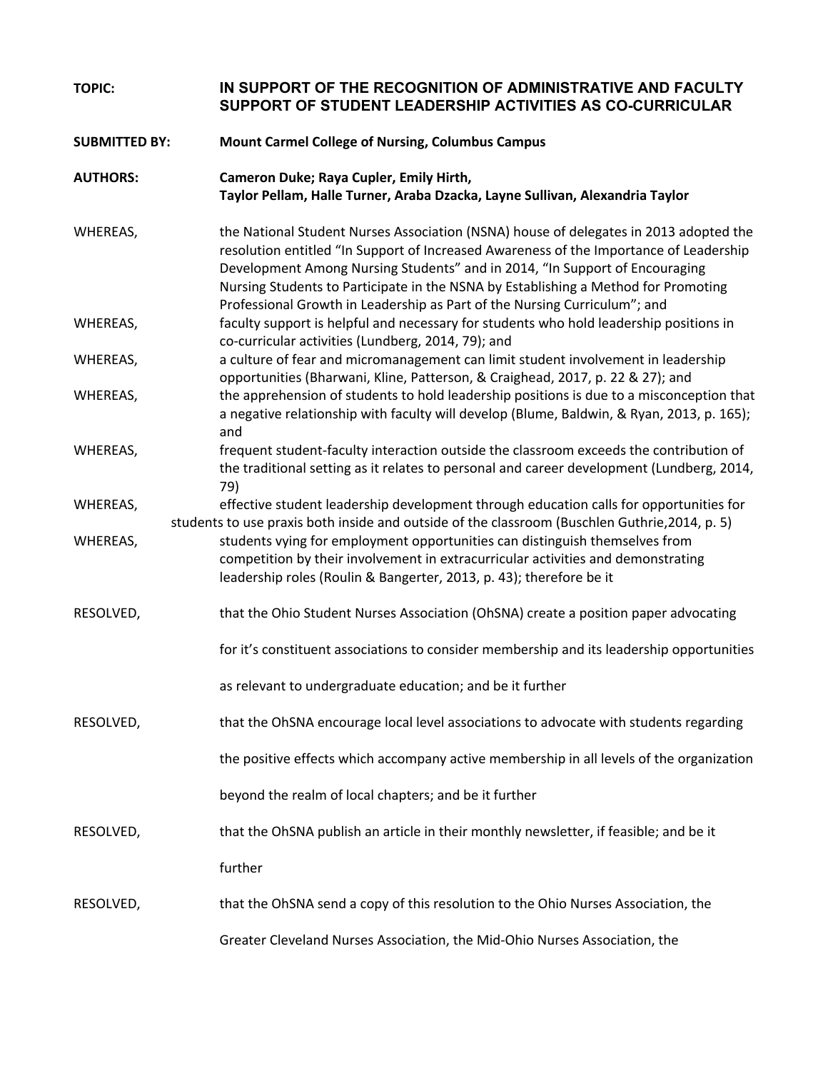**TOPIC:** **IN SUPPORT OF THE RECOGNITION OF ADMINISTRATIVE AND FACULTY SUPPORT OF STUDENT LEADERSHIP ACTIVITIES AS CO-CURRICULAR**

**SUBMITTED BY:** **Mount Carmel College of Nursing, Columbus Campus**

**AUTHORS:** **Cameron Duke; Raya Cupler, Emily Hirth, Taylor Pellam, Halle Turner, Araba Dzacka, Layne Sullivan, Alexandria Taylor**

WHEREAS, the National Student Nurses Association (NSNA) house of delegates in 2013 adopted the resolution entitled "In Support of Increased Awareness of the Importance of Leadership Development Among Nursing Students" and in 2014, "In Support of Encouraging Nursing Students to Participate in the NSNA by Establishing a Method for Promoting Professional Growth in Leadership as Part of the Nursing Curriculum"; and

WHEREAS, faculty support is helpful and necessary for students who hold leadership positions in co-curricular activities (Lundberg, 2014, 79); and

WHEREAS, a culture of fear and micromanagement can limit student involvement in leadership opportunities (Bharwani, Kline, Patterson, & Craighead, 2017, p. 22 & 27); and

WHEREAS, the apprehension of students to hold leadership positions is due to a misconception that a negative relationship with faculty will develop (Blume, Baldwin, & Ryan, 2013, p. 165); and

WHEREAS, frequent student-faculty interaction outside the classroom exceeds the contribution of the traditional setting as it relates to personal and career development (Lundberg, 2014, 79)

WHEREAS, effective student leadership development through education calls for opportunities for students to use praxis both inside and outside of the classroom (Buschlen Guthrie,2014, p. 5)

WHEREAS, students vying for employment opportunities can distinguish themselves from competition by their involvement in extracurricular activities and demonstrating leadership roles (Roulin & Bangerter, 2013, p. 43); therefore be it

RESOLVED, that the Ohio Student Nurses Association (OhSNA) create a position paper advocating for it's constituent associations to consider membership and its leadership opportunities as relevant to undergraduate education; and be it further

RESOLVED, that the OhSNA encourage local level associations to advocate with students regarding the positive effects which accompany active membership in all levels of the organization beyond the realm of local chapters; and be it further

RESOLVED, that the OhSNA publish an article in their monthly newsletter, if feasible; and be it further

RESOLVED, that the OhSNA send a copy of this resolution to the Ohio Nurses Association, the Greater Cleveland Nurses Association, the Mid-Ohio Nurses Association, the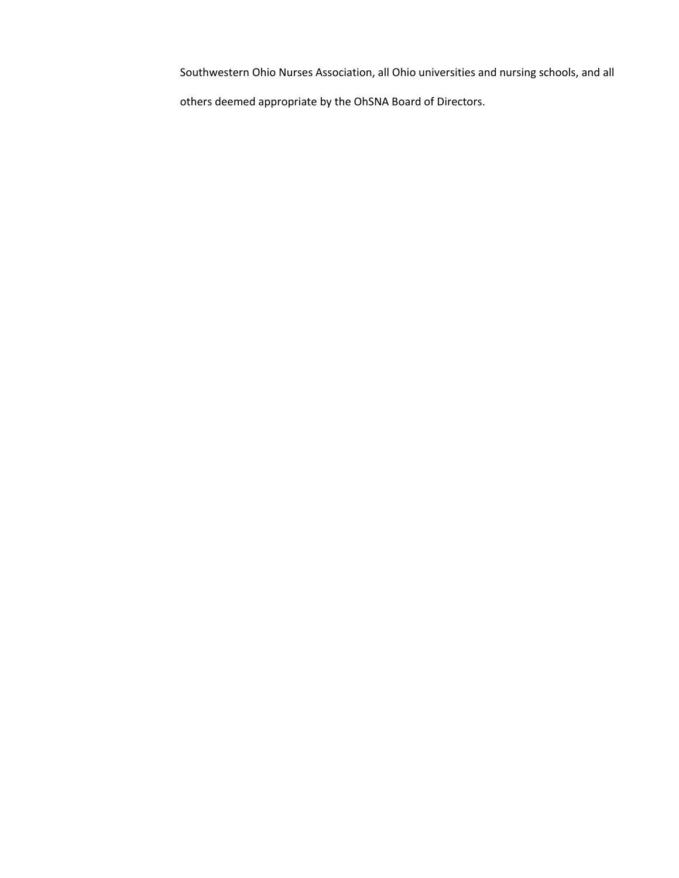Southwestern Ohio Nurses Association, all Ohio universities and nursing schools, and all others deemed appropriate by the OhSNA Board of Directors.